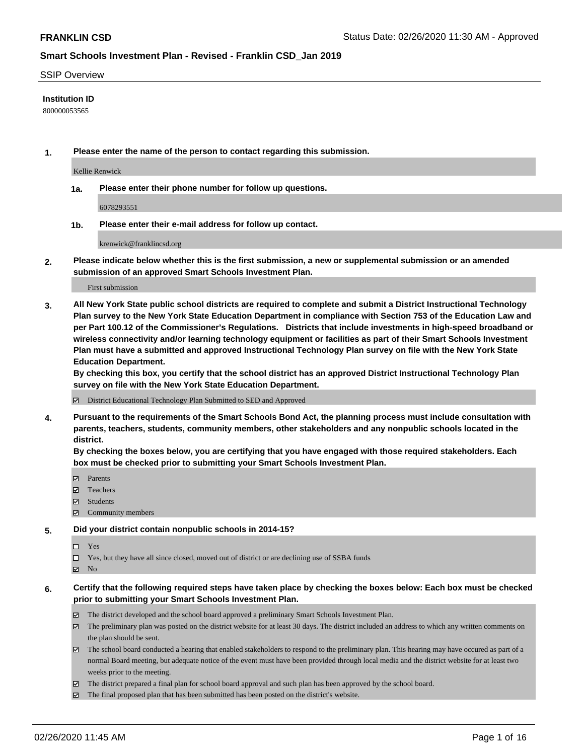**FRANKLIN CSD**

Status Date: 02/26/2020 11:30 AM - Approved

**Smart Schools Investment Plan - Revised - Franklin CSD_Jan 2019**

SSIP Overview

**Institution ID**

800000053565

**1. Please enter the name of the person to contact regarding this submission.**

Kellie Renwick

**1a. Please enter their phone number for follow up questions.**

6078293551

**1b. Please enter their e-mail address for follow up contact.**

krenwick@franklincsd.org

**2. Please indicate below whether this is the first submission, a new or supplemental submission or an amended submission of an approved Smart Schools Investment Plan.**

First submission

**3. All New York State public school districts are required to complete and submit a District Instructional Technology Plan survey to the New York State Education Department in compliance with Section 753 of the Education Law and per Part 100.12 of the Commissioner's Regulations. Districts that include investments in high-speed broadband or wireless connectivity and/or learning technology equipment or facilities as part of their Smart Schools Investment Plan must have a submitted and approved Instructional Technology Plan survey on file with the New York State Education Department.**
**By checking this box, you certify that the school district has an approved District Instructional Technology Plan survey on file with the New York State Education Department.**

☑ District Educational Technology Plan Submitted to SED and Approved

**4. Pursuant to the requirements of the Smart Schools Bond Act, the planning process must include consultation with parents, teachers, students, community members, other stakeholders and any nonpublic schools located in the district.**
**By checking the boxes below, you are certifying that you have engaged with those required stakeholders. Each box must be checked prior to submitting your Smart Schools Investment Plan.**

☑ Parents
☑ Teachers
☑ Students
☑ Community members

**5. Did your district contain nonpublic schools in 2014-15?**

☐ Yes
☐ Yes, but they have all since closed, moved out of district or are declining use of SSBA funds
☑ No

**6. Certify that the following required steps have taken place by checking the boxes below: Each box must be checked prior to submitting your Smart Schools Investment Plan.**

☑ The district developed and the school board approved a preliminary Smart Schools Investment Plan.
☑ The preliminary plan was posted on the district website for at least 30 days. The district included an address to which any written comments on the plan should be sent.
☑ The school board conducted a hearing that enabled stakeholders to respond to the preliminary plan. This hearing may have occured as part of a normal Board meeting, but adequate notice of the event must have been provided through local media and the district website for at least two weeks prior to the meeting.
☑ The district prepared a final plan for school board approval and such plan has been approved by the school board.
☑ The final proposed plan that has been submitted has been posted on the district's website.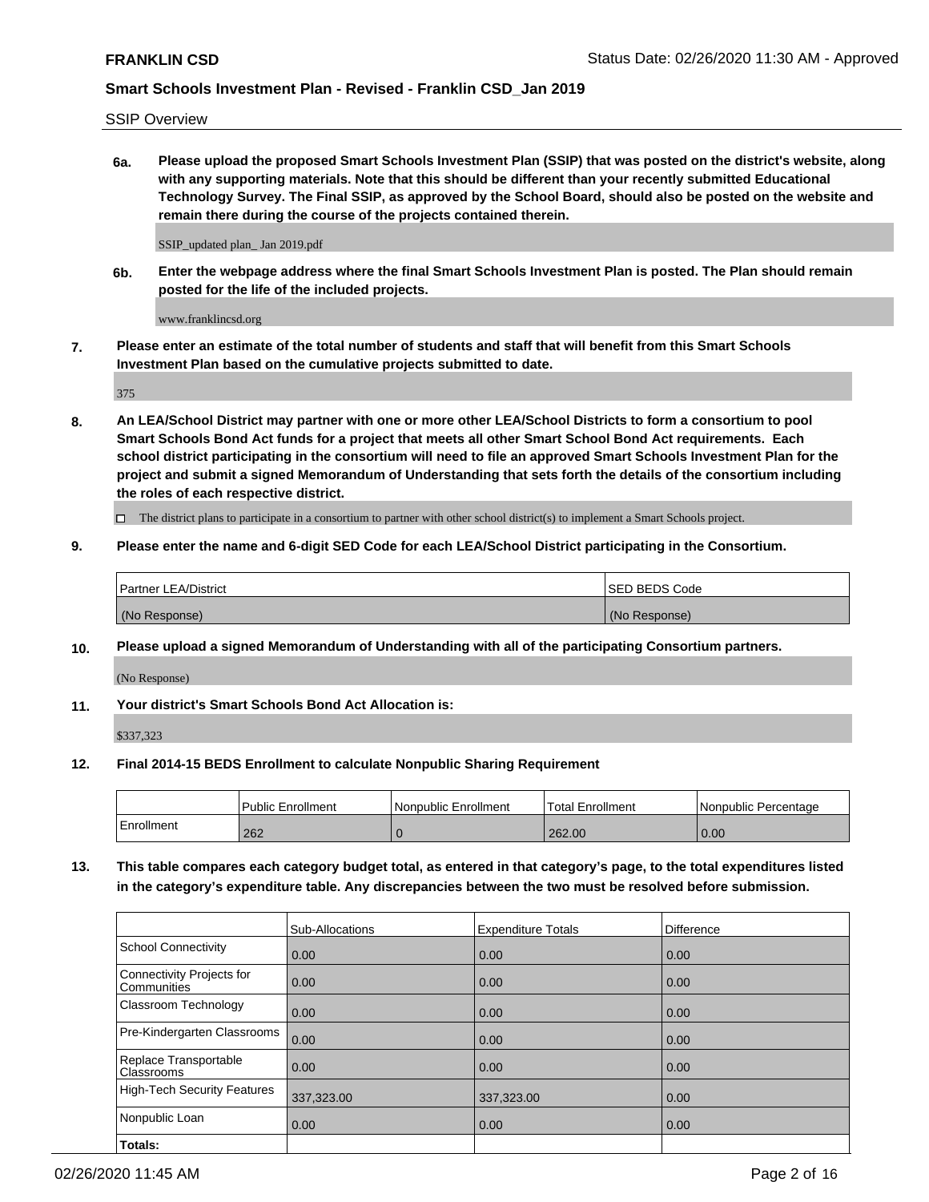SSIP Overview

**6a. Please upload the proposed Smart Schools Investment Plan (SSIP) that was posted on the district's website, along with any supporting materials. Note that this should be different than your recently submitted Educational Technology Survey. The Final SSIP, as approved by the School Board, should also be posted on the website and remain there during the course of the projects contained therein.**

SSIP_updated plan_ Jan 2019.pdf

**6b. Enter the webpage address where the final Smart Schools Investment Plan is posted. The Plan should remain posted for the life of the included projects.**

www.franklincsd.org

**7. Please enter an estimate of the total number of students and staff that will benefit from this Smart Schools Investment Plan based on the cumulative projects submitted to date.**

375

**8. An LEA/School District may partner with one or more other LEA/School Districts to form a consortium to pool Smart Schools Bond Act funds for a project that meets all other Smart School Bond Act requirements. Each school district participating in the consortium will need to file an approved Smart Schools Investment Plan for the project and submit a signed Memorandum of Understanding that sets forth the details of the consortium including the roles of each respective district.**

☐ The district plans to participate in a consortium to partner with other school district(s) to implement a Smart Schools project.

**9. Please enter the name and 6-digit SED Code for each LEA/School District participating in the Consortium.**

| Partner LEA/District | SED BEDS Code |
|---|---|
| (No Response) | (No Response) |

**10. Please upload a signed Memorandum of Understanding with all of the participating Consortium partners.**

(No Response)

**11. Your district's Smart Schools Bond Act Allocation is:**

$337,323

**12. Final 2014-15 BEDS Enrollment to calculate Nonpublic Sharing Requirement**

| | Public Enrollment | Nonpublic Enrollment | Total Enrollment | Nonpublic Percentage |
|---|---|---|---|---|
| Enrollment | 262 | 0 | 262.00 | 0.00 |

**13. This table compares each category budget total, as entered in that category's page, to the total expenditures listed in the category's expenditure table. Any discrepancies between the two must be resolved before submission.**

| | Sub-Allocations | Expenditure Totals | Difference |
|---|---|---|---|
| School Connectivity | 0.00 | 0.00 | 0.00 |
| Connectivity Projects for Communities | 0.00 | 0.00 | 0.00 |
| Classroom Technology | 0.00 | 0.00 | 0.00 |
| Pre-Kindergarten Classrooms | 0.00 | 0.00 | 0.00 |
| Replace Transportable Classrooms | 0.00 | 0.00 | 0.00 |
| High-Tech Security Features | 337,323.00 | 337,323.00 | 0.00 |
| Nonpublic Loan | 0.00 | 0.00 | 0.00 |
| **Totals:** | | | |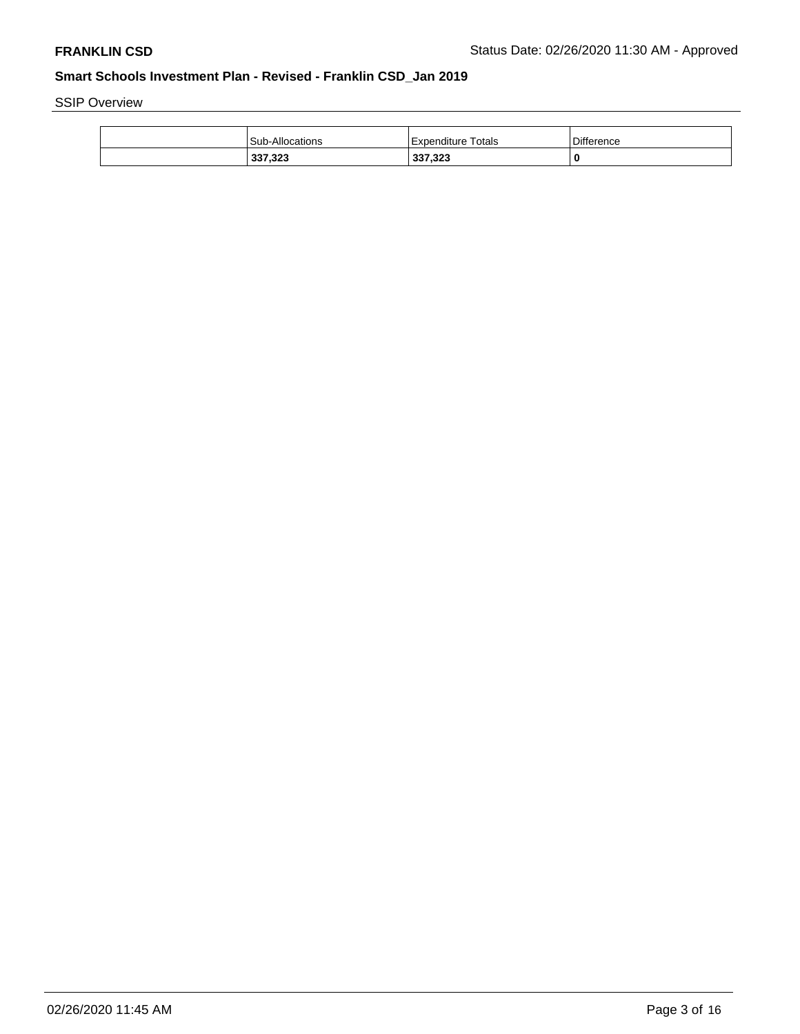**FRANKLIN CSD** Status Date: 02/26/2020 11:30 AM - Approved

## Smart Schools Investment Plan - Revised - Franklin CSD_Jan 2019

SSIP Overview

| | Sub-Allocations | Expenditure Totals | Difference |
|---|---|---|---|
| | **337,323** | **337,323** | **0** |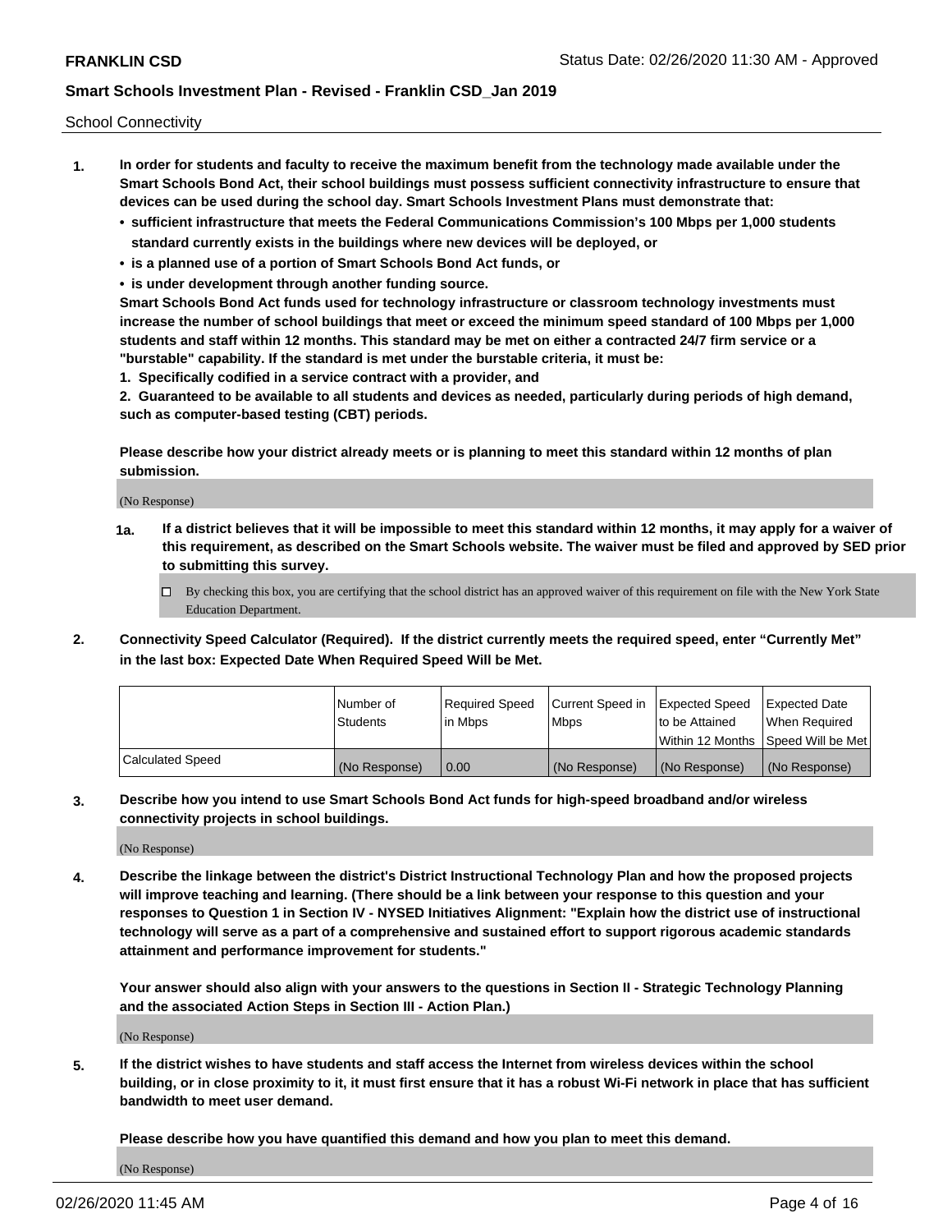School Connectivity

1. **In order for students and faculty to receive the maximum benefit from the technology made available under the Smart Schools Bond Act, their school buildings must possess sufficient connectivity infrastructure to ensure that devices can be used during the school day. Smart Schools Investment Plans must demonstrate that:**
   - **sufficient infrastructure that meets the Federal Communications Commission's 100 Mbps per 1,000 students standard currently exists in the buildings where new devices will be deployed, or**
   - **is a planned use of a portion of Smart Schools Bond Act funds, or**
   - **is under development through another funding source.**

   **Smart Schools Bond Act funds used for technology infrastructure or classroom technology investments must increase the number of school buildings that meet or exceed the minimum speed standard of 100 Mbps per 1,000 students and staff within 12 months. This standard may be met on either a contracted 24/7 firm service or a "burstable" capability. If the standard is met under the burstable criteria, it must be:**

   **1. Specifically codified in a service contract with a provider, and**

   **2. Guaranteed to be available to all students and devices as needed, particularly during periods of high demand, such as computer-based testing (CBT) periods.**

   **Please describe how your district already meets or is planning to meet this standard within 12 months of plan submission.**

   (No Response)

   **1a. If a district believes that it will be impossible to meet this standard within 12 months, it may apply for a waiver of this requirement, as described on the Smart Schools website. The waiver must be filed and approved by SED prior to submitting this survey.**

   ☐ By checking this box, you are certifying that the school district has an approved waiver of this requirement on file with the New York State Education Department.

2. **Connectivity Speed Calculator (Required). If the district currently meets the required speed, enter "Currently Met" in the last box: Expected Date When Required Speed Will be Met.**

| | Number of Students | Required Speed in Mbps | Current Speed in Mbps | Expected Speed to be Attained Within 12 Months | Expected Date When Required Speed Will be Met |
|---|---|---|---|---|---|
| Calculated Speed | (No Response) | 0.00 | (No Response) | (No Response) | (No Response) |

3. **Describe how you intend to use Smart Schools Bond Act funds for high-speed broadband and/or wireless connectivity projects in school buildings.**

   (No Response)

4. **Describe the linkage between the district's District Instructional Technology Plan and how the proposed projects will improve teaching and learning. (There should be a link between your response to this question and your responses to Question 1 in Section IV - NYSED Initiatives Alignment: "Explain how the district use of instructional technology will serve as a part of a comprehensive and sustained effort to support rigorous academic standards attainment and performance improvement for students."**

   **Your answer should also align with your answers to the questions in Section II - Strategic Technology Planning and the associated Action Steps in Section III - Action Plan.)**

   (No Response)

5. **If the district wishes to have students and staff access the Internet from wireless devices within the school building, or in close proximity to it, it must first ensure that it has a robust Wi-Fi network in place that has sufficient bandwidth to meet user demand.**

   **Please describe how you have quantified this demand and how you plan to meet this demand.**

   (No Response)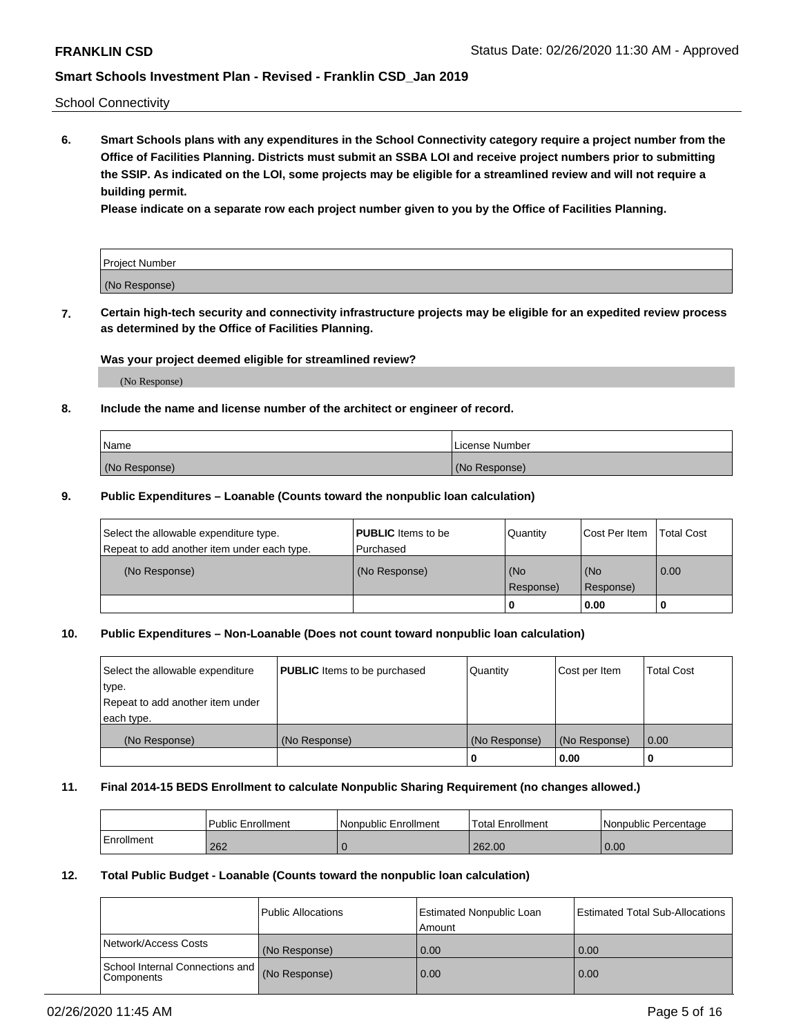School Connectivity

**6. Smart Schools plans with any expenditures in the School Connectivity category require a project number from the Office of Facilities Planning. Districts must submit an SSBA LOI and receive project numbers prior to submitting the SSIP. As indicated on the LOI, some projects may be eligible for a streamlined review and will not require a building permit.**

**Please indicate on a separate row each project number given to you by the Office of Facilities Planning.**

| Project Number |
|---|
| (No Response) |

**7. Certain high-tech security and connectivity infrastructure projects may be eligible for an expedited review process as determined by the Office of Facilities Planning.**

**Was your project deemed eligible for streamlined review?**

(No Response)

**8. Include the name and license number of the architect or engineer of record.**

| Name | License Number |
|---|---|
| (No Response) | (No Response) |

**9. Public Expenditures – Loanable (Counts toward the nonpublic loan calculation)**

| Select the allowable expenditure type. Repeat to add another item under each type. | **PUBLIC** Items to be Purchased | Quantity | Cost Per Item | Total Cost |
|---|---|---|---|---|
| (No Response) | (No Response) | (No Response) | (No Response) | 0.00 |
| | | 0 | 0.00 | 0 |

**10. Public Expenditures – Non-Loanable (Does not count toward nonpublic loan calculation)**

| Select the allowable expenditure type. Repeat to add another item under each type. | **PUBLIC** Items to be purchased | Quantity | Cost per Item | Total Cost |
|---|---|---|---|---|
| (No Response) | (No Response) | (No Response) | (No Response) | 0.00 |
| | | 0 | 0.00 | 0 |

**11. Final 2014-15 BEDS Enrollment to calculate Nonpublic Sharing Requirement (no changes allowed.)**

| | Public Enrollment | Nonpublic Enrollment | Total Enrollment | Nonpublic Percentage |
|---|---|---|---|---|
| Enrollment | 262 | 0 | 262.00 | 0.00 |

**12. Total Public Budget - Loanable (Counts toward the nonpublic loan calculation)**

| | Public Allocations | Estimated Nonpublic Loan Amount | Estimated Total Sub-Allocations |
|---|---|---|---|
| Network/Access Costs | (No Response) | 0.00 | 0.00 |
| School Internal Connections and Components | (No Response) | 0.00 | 0.00 |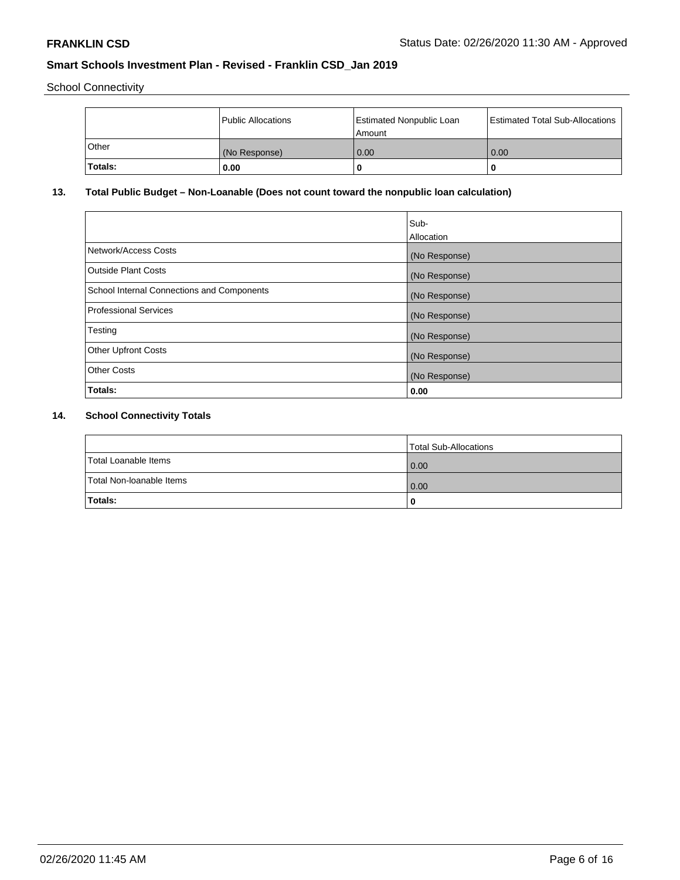School Connectivity

| | Public Allocations | Estimated Nonpublic Loan Amount | Estimated Total Sub-Allocations |
|---|---|---|---|
| Other | (No Response) | 0.00 | 0.00 |
| **Totals:** | **0.00** | **0** | **0** |

## 13. Total Public Budget – Non-Loanable (Does not count toward the nonpublic loan calculation)

| | Sub-Allocation |
|---|---|
| Network/Access Costs | (No Response) |
| Outside Plant Costs | (No Response) |
| School Internal Connections and Components | (No Response) |
| Professional Services | (No Response) |
| Testing | (No Response) |
| Other Upfront Costs | (No Response) |
| Other Costs | (No Response) |
| **Totals:** | **0.00** |

## 14. School Connectivity Totals

| | Total Sub-Allocations |
|---|---|
| Total Loanable Items | 0.00 |
| Total Non-loanable Items | 0.00 |
| **Totals:** | **0** |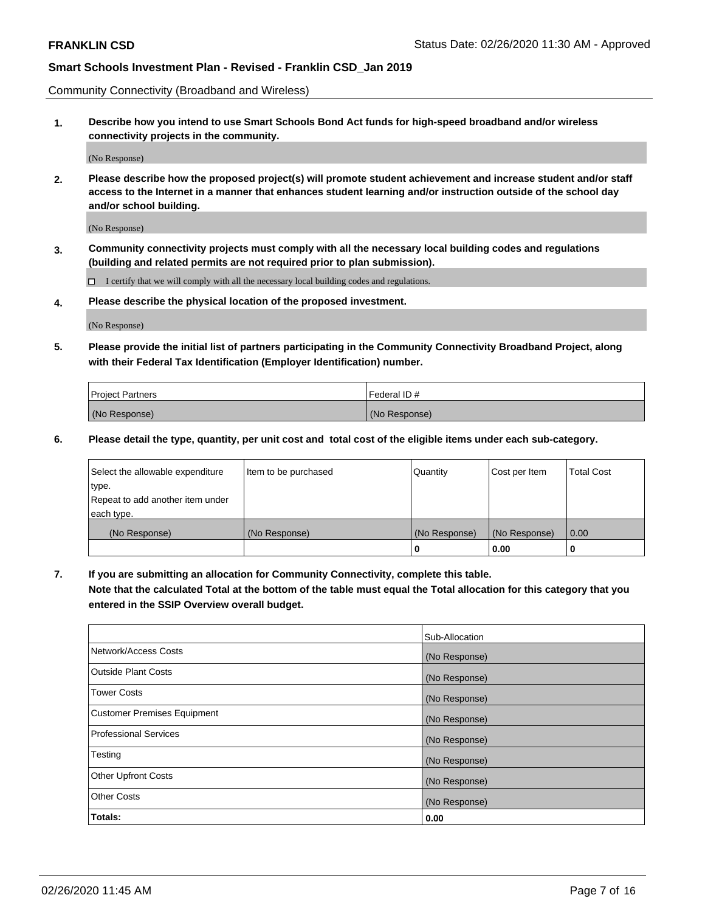Community Connectivity (Broadband and Wireless)

**1. Describe how you intend to use Smart Schools Bond Act funds for high-speed broadband and/or wireless connectivity projects in the community.**

(No Response)

**2. Please describe how the proposed project(s) will promote student achievement and increase student and/or staff access to the Internet in a manner that enhances student learning and/or instruction outside of the school day and/or school building.**

(No Response)

**3. Community connectivity projects must comply with all the necessary local building codes and regulations (building and related permits are not required prior to plan submission).**

☐ I certify that we will comply with all the necessary local building codes and regulations.

**4. Please describe the physical location of the proposed investment.**

(No Response)

**5. Please provide the initial list of partners participating in the Community Connectivity Broadband Project, along with their Federal Tax Identification (Employer Identification) number.**

| Project Partners | Federal ID # |
|---|---|
| (No Response) | (No Response) |

**6. Please detail the type, quantity, per unit cost and total cost of the eligible items under each sub-category.**

| Select the allowable expenditure type. Repeat to add another item under each type. | Item to be purchased | Quantity | Cost per Item | Total Cost |
|---|---|---|---|---|
| (No Response) | (No Response) | (No Response) | (No Response) | 0.00 |
| | | 0 | 0.00 | 0 |

**7. If you are submitting an allocation for Community Connectivity, complete this table. Note that the calculated Total at the bottom of the table must equal the Total allocation for this category that you entered in the SSIP Overview overall budget.**

| | Sub-Allocation |
|---|---|
| Network/Access Costs | (No Response) |
| Outside Plant Costs | (No Response) |
| Tower Costs | (No Response) |
| Customer Premises Equipment | (No Response) |
| Professional Services | (No Response) |
| Testing | (No Response) |
| Other Upfront Costs | (No Response) |
| Other Costs | (No Response) |
| **Totals:** | **0.00** |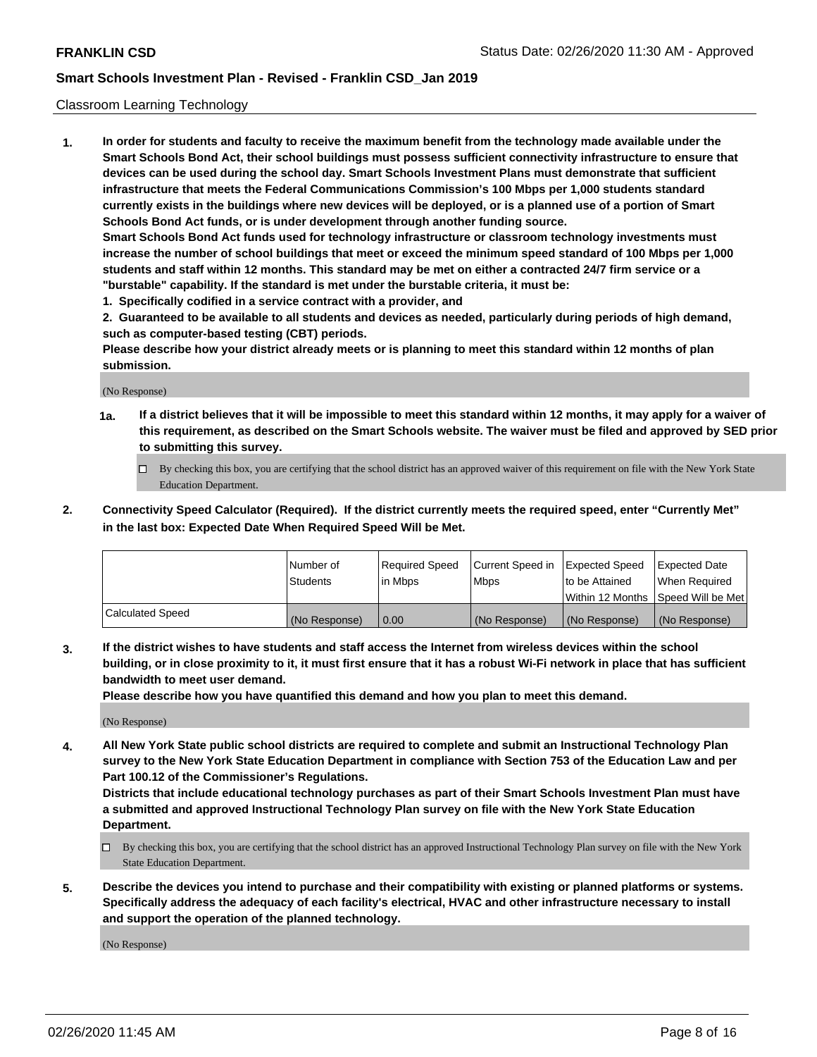Classroom Learning Technology

**1. In order for students and faculty to receive the maximum benefit from the technology made available under the Smart Schools Bond Act, their school buildings must possess sufficient connectivity infrastructure to ensure that devices can be used during the school day. Smart Schools Investment Plans must demonstrate that sufficient infrastructure that meets the Federal Communications Commission's 100 Mbps per 1,000 students standard currently exists in the buildings where new devices will be deployed, or is a planned use of a portion of Smart Schools Bond Act funds, or is under development through another funding source.**

**Smart Schools Bond Act funds used for technology infrastructure or classroom technology investments must increase the number of school buildings that meet or exceed the minimum speed standard of 100 Mbps per 1,000 students and staff within 12 months. This standard may be met on either a contracted 24/7 firm service or a "burstable" capability. If the standard is met under the burstable criteria, it must be:**

**1. Specifically codified in a service contract with a provider, and**

**2. Guaranteed to be available to all students and devices as needed, particularly during periods of high demand, such as computer-based testing (CBT) periods.**

**Please describe how your district already meets or is planning to meet this standard within 12 months of plan submission.**

(No Response)

**1a. If a district believes that it will be impossible to meet this standard within 12 months, it may apply for a waiver of this requirement, as described on the Smart Schools website. The waiver must be filed and approved by SED prior to submitting this survey.**

☐ By checking this box, you are certifying that the school district has an approved waiver of this requirement on file with the New York State Education Department.

**2. Connectivity Speed Calculator (Required). If the district currently meets the required speed, enter "Currently Met" in the last box: Expected Date When Required Speed Will be Met.**

| | Number of Students | Required Speed in Mbps | Current Speed in Mbps | Expected Speed to be Attained Within 12 Months | Expected Date When Required Speed Will be Met |
|---|---|---|---|---|---|
| Calculated Speed | (No Response) | 0.00 | (No Response) | (No Response) | (No Response) |

**3. If the district wishes to have students and staff access the Internet from wireless devices within the school building, or in close proximity to it, it must first ensure that it has a robust Wi-Fi network in place that has sufficient bandwidth to meet user demand.**

**Please describe how you have quantified this demand and how you plan to meet this demand.**

(No Response)

**4. All New York State public school districts are required to complete and submit an Instructional Technology Plan survey to the New York State Education Department in compliance with Section 753 of the Education Law and per Part 100.12 of the Commissioner's Regulations.**

**Districts that include educational technology purchases as part of their Smart Schools Investment Plan must have a submitted and approved Instructional Technology Plan survey on file with the New York State Education Department.**

☐ By checking this box, you are certifying that the school district has an approved Instructional Technology Plan survey on file with the New York State Education Department.

**5. Describe the devices you intend to purchase and their compatibility with existing or planned platforms or systems. Specifically address the adequacy of each facility's electrical, HVAC and other infrastructure necessary to install and support the operation of the planned technology.**

(No Response)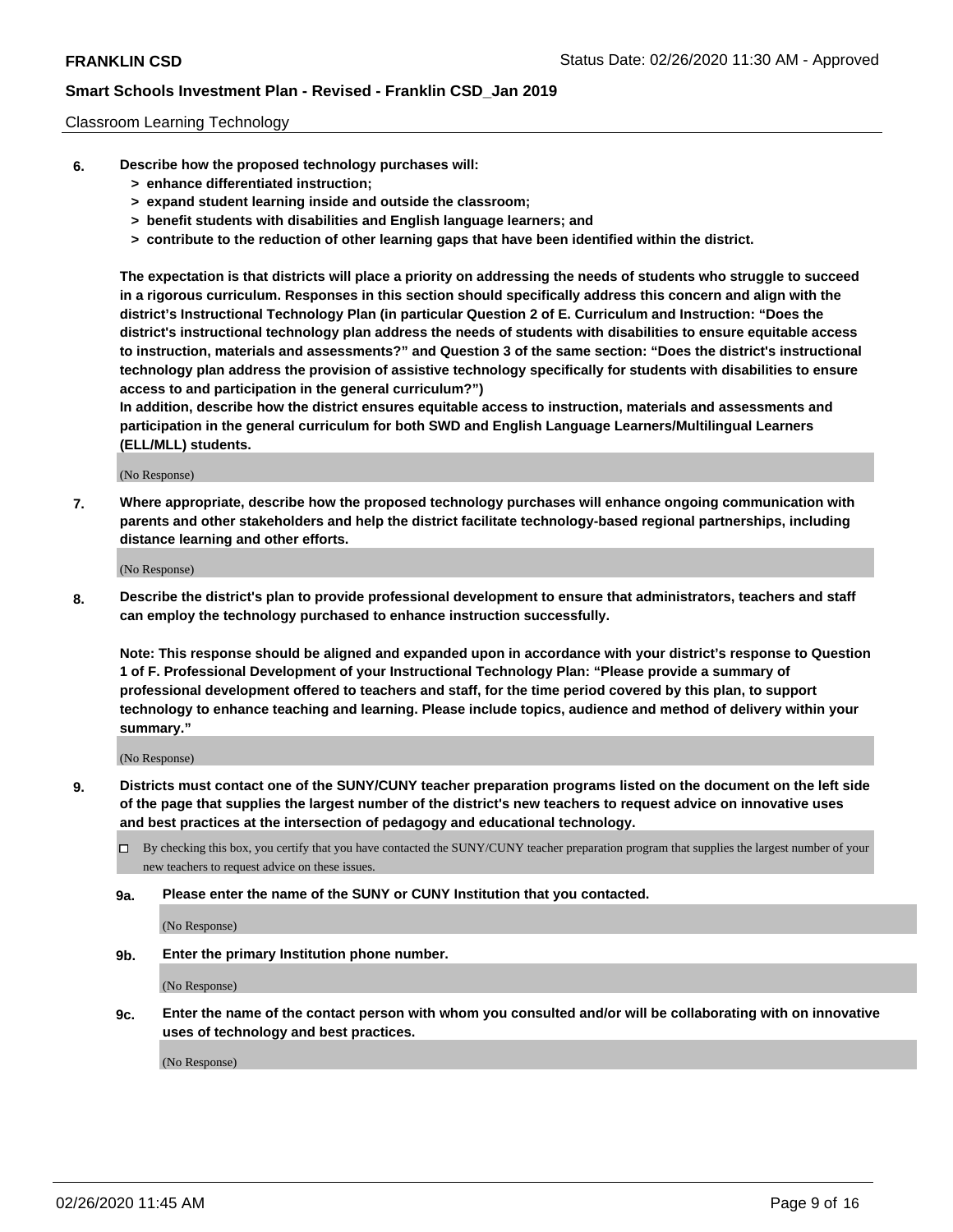Classroom Learning Technology

**6. Describe how the proposed technology purchases will:**
- **> enhance differentiated instruction;**
- **> expand student learning inside and outside the classroom;**
- **> benefit students with disabilities and English language learners; and**
- **> contribute to the reduction of other learning gaps that have been identified within the district.**

**The expectation is that districts will place a priority on addressing the needs of students who struggle to succeed in a rigorous curriculum. Responses in this section should specifically address this concern and align with the district's Instructional Technology Plan (in particular Question 2 of E. Curriculum and Instruction: "Does the district's instructional technology plan address the needs of students with disabilities to ensure equitable access to instruction, materials and assessments?" and Question 3 of the same section: "Does the district's instructional technology plan address the provision of assistive technology specifically for students with disabilities to ensure access to and participation in the general curriculum?")**

**In addition, describe how the district ensures equitable access to instruction, materials and assessments and participation in the general curriculum for both SWD and English Language Learners/Multilingual Learners (ELL/MLL) students.**

(No Response)

**7. Where appropriate, describe how the proposed technology purchases will enhance ongoing communication with parents and other stakeholders and help the district facilitate technology-based regional partnerships, including distance learning and other efforts.**

(No Response)

**8. Describe the district's plan to provide professional development to ensure that administrators, teachers and staff can employ the technology purchased to enhance instruction successfully.**

**Note: This response should be aligned and expanded upon in accordance with your district's response to Question 1 of F. Professional Development of your Instructional Technology Plan: "Please provide a summary of professional development offered to teachers and staff, for the time period covered by this plan, to support technology to enhance teaching and learning. Please include topics, audience and method of delivery within your summary."**

(No Response)

**9. Districts must contact one of the SUNY/CUNY teacher preparation programs listed on the document on the left side of the page that supplies the largest number of the district's new teachers to request advice on innovative uses and best practices at the intersection of pedagogy and educational technology.**

☐ By checking this box, you certify that you have contacted the SUNY/CUNY teacher preparation program that supplies the largest number of your new teachers to request advice on these issues.

**9a. Please enter the name of the SUNY or CUNY Institution that you contacted.**

(No Response)

**9b. Enter the primary Institution phone number.**

(No Response)

**9c. Enter the name of the contact person with whom you consulted and/or will be collaborating with on innovative uses of technology and best practices.**

(No Response)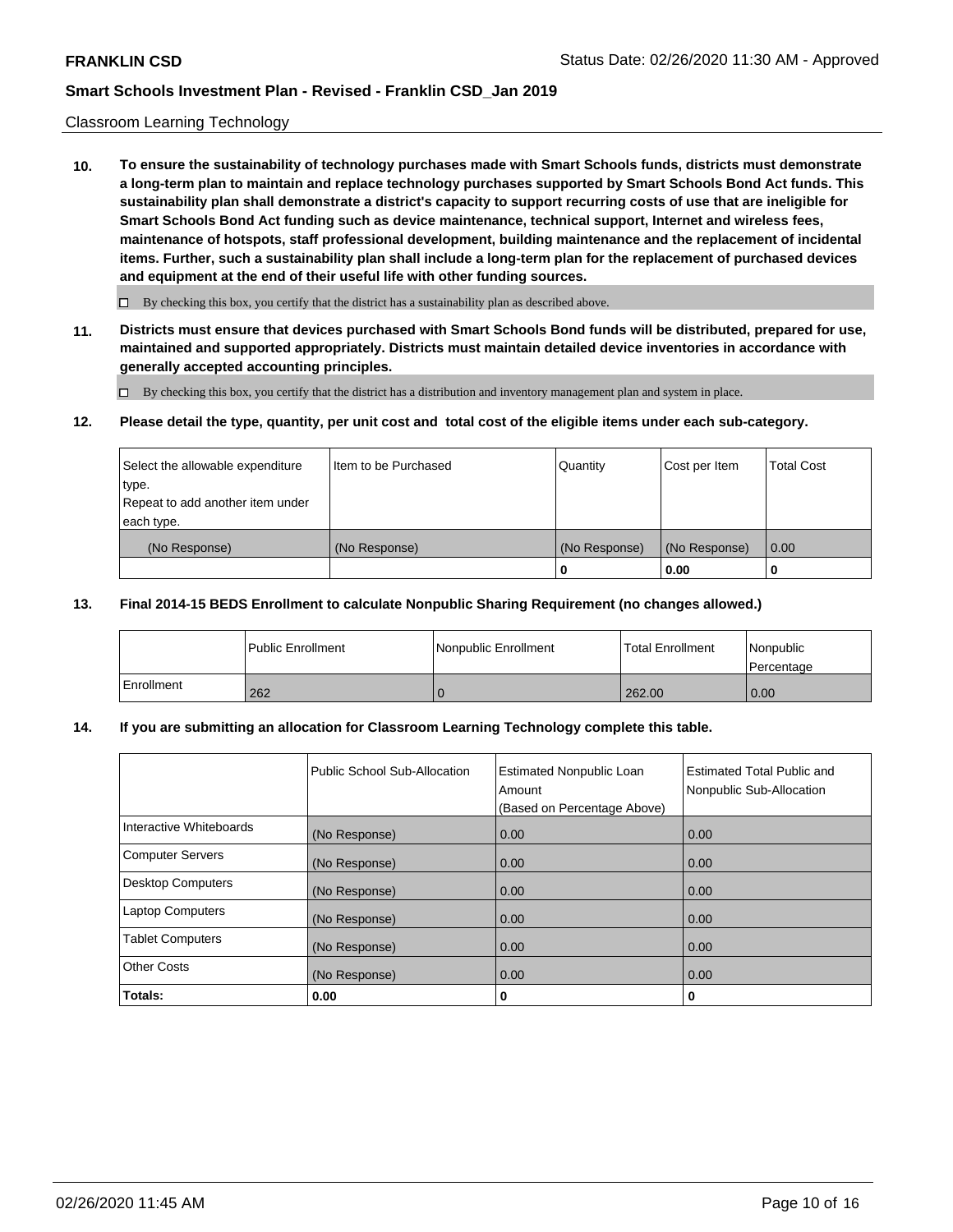Classroom Learning Technology

**10. To ensure the sustainability of technology purchases made with Smart Schools funds, districts must demonstrate a long-term plan to maintain and replace technology purchases supported by Smart Schools Bond Act funds. This sustainability plan shall demonstrate a district's capacity to support recurring costs of use that are ineligible for Smart Schools Bond Act funding such as device maintenance, technical support, Internet and wireless fees, maintenance of hotspots, staff professional development, building maintenance and the replacement of incidental items. Further, such a sustainability plan shall include a long-term plan for the replacement of purchased devices and equipment at the end of their useful life with other funding sources.**

☐ By checking this box, you certify that the district has a sustainability plan as described above.

**11. Districts must ensure that devices purchased with Smart Schools Bond funds will be distributed, prepared for use, maintained and supported appropriately. Districts must maintain detailed device inventories in accordance with generally accepted accounting principles.**

☐ By checking this box, you certify that the district has a distribution and inventory management plan and system in place.

**12. Please detail the type, quantity, per unit cost and total cost of the eligible items under each sub-category.**

| Select the allowable expenditure type. Repeat to add another item under each type. | Item to be Purchased | Quantity | Cost per Item | Total Cost |
|---|---|---|---|---|
| (No Response) | (No Response) | (No Response) | (No Response) | 0.00 |
| | | 0 | 0.00 | 0 |

**13. Final 2014-15 BEDS Enrollment to calculate Nonpublic Sharing Requirement (no changes allowed.)**

| | Public Enrollment | Nonpublic Enrollment | Total Enrollment | Nonpublic Percentage |
|---|---|---|---|---|
| Enrollment | 262 | 0 | 262.00 | 0.00 |

**14. If you are submitting an allocation for Classroom Learning Technology complete this table.**

| | Public School Sub-Allocation | Estimated Nonpublic Loan Amount (Based on Percentage Above) | Estimated Total Public and Nonpublic Sub-Allocation |
|---|---|---|---|
| Interactive Whiteboards | (No Response) | 0.00 | 0.00 |
| Computer Servers | (No Response) | 0.00 | 0.00 |
| Desktop Computers | (No Response) | 0.00 | 0.00 |
| Laptop Computers | (No Response) | 0.00 | 0.00 |
| Tablet Computers | (No Response) | 0.00 | 0.00 |
| Other Costs | (No Response) | 0.00 | 0.00 |
| **Totals:** | **0.00** | **0** | **0** |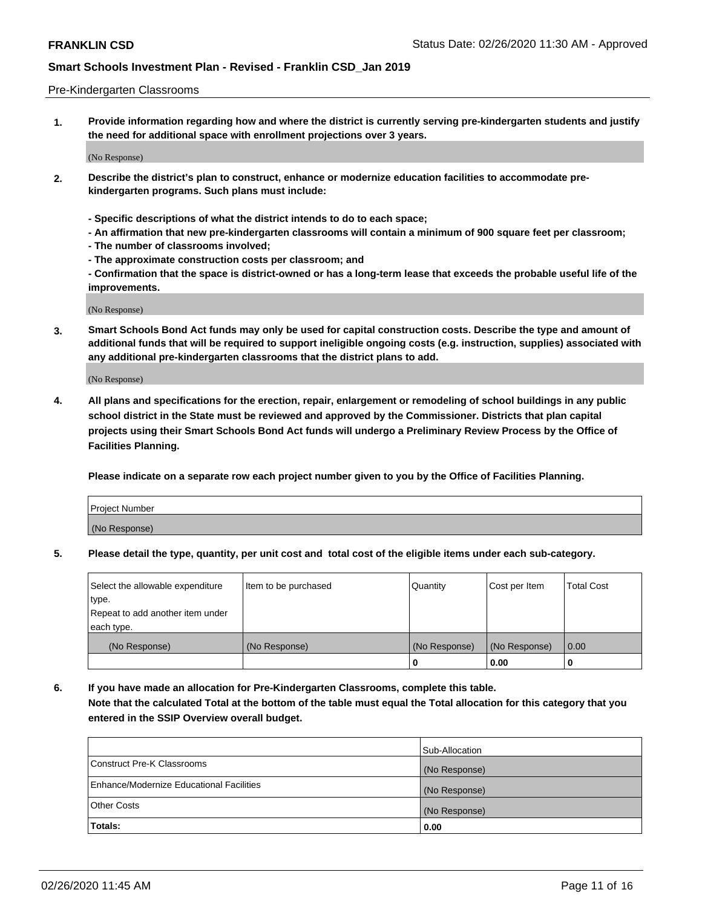Pre-Kindergarten Classrooms

1. **Provide information regarding how and where the district is currently serving pre-kindergarten students and justify the need for additional space with enrollment projections over 3 years.**

(No Response)

2. **Describe the district's plan to construct, enhance or modernize education facilities to accommodate pre-kindergarten programs. Such plans must include:**

**- Specific descriptions of what the district intends to do to each space;**
**- An affirmation that new pre-kindergarten classrooms will contain a minimum of 900 square feet per classroom;**
**- The number of classrooms involved;**
**- The approximate construction costs per classroom; and**
**- Confirmation that the space is district-owned or has a long-term lease that exceeds the probable useful life of the improvements.**

(No Response)

3. **Smart Schools Bond Act funds may only be used for capital construction costs. Describe the type and amount of additional funds that will be required to support ineligible ongoing costs (e.g. instruction, supplies) associated with any additional pre-kindergarten classrooms that the district plans to add.**

(No Response)

4. **All plans and specifications for the erection, repair, enlargement or remodeling of school buildings in any public school district in the State must be reviewed and approved by the Commissioner. Districts that plan capital projects using their Smart Schools Bond Act funds will undergo a Preliminary Review Process by the Office of Facilities Planning.**

**Please indicate on a separate row each project number given to you by the Office of Facilities Planning.**

| Project Number |
|---|
| (No Response) |

5. **Please detail the type, quantity, per unit cost and total cost of the eligible items under each sub-category.**

| Select the allowable expenditure type. Repeat to add another item under each type. | Item to be purchased | Quantity | Cost per Item | Total Cost |
|---|---|---|---|---|
| (No Response) | (No Response) | (No Response) | (No Response) | 0.00 |
| | | **0** | **0.00** | **0** |

6. **If you have made an allocation for Pre-Kindergarten Classrooms, complete this table.**
**Note that the calculated Total at the bottom of the table must equal the Total allocation for this category that you entered in the SSIP Overview overall budget.**

| | Sub-Allocation |
|---|---|
| Construct Pre-K Classrooms | (No Response) |
| Enhance/Modernize Educational Facilities | (No Response) |
| Other Costs | (No Response) |
| **Totals:** | **0.00** |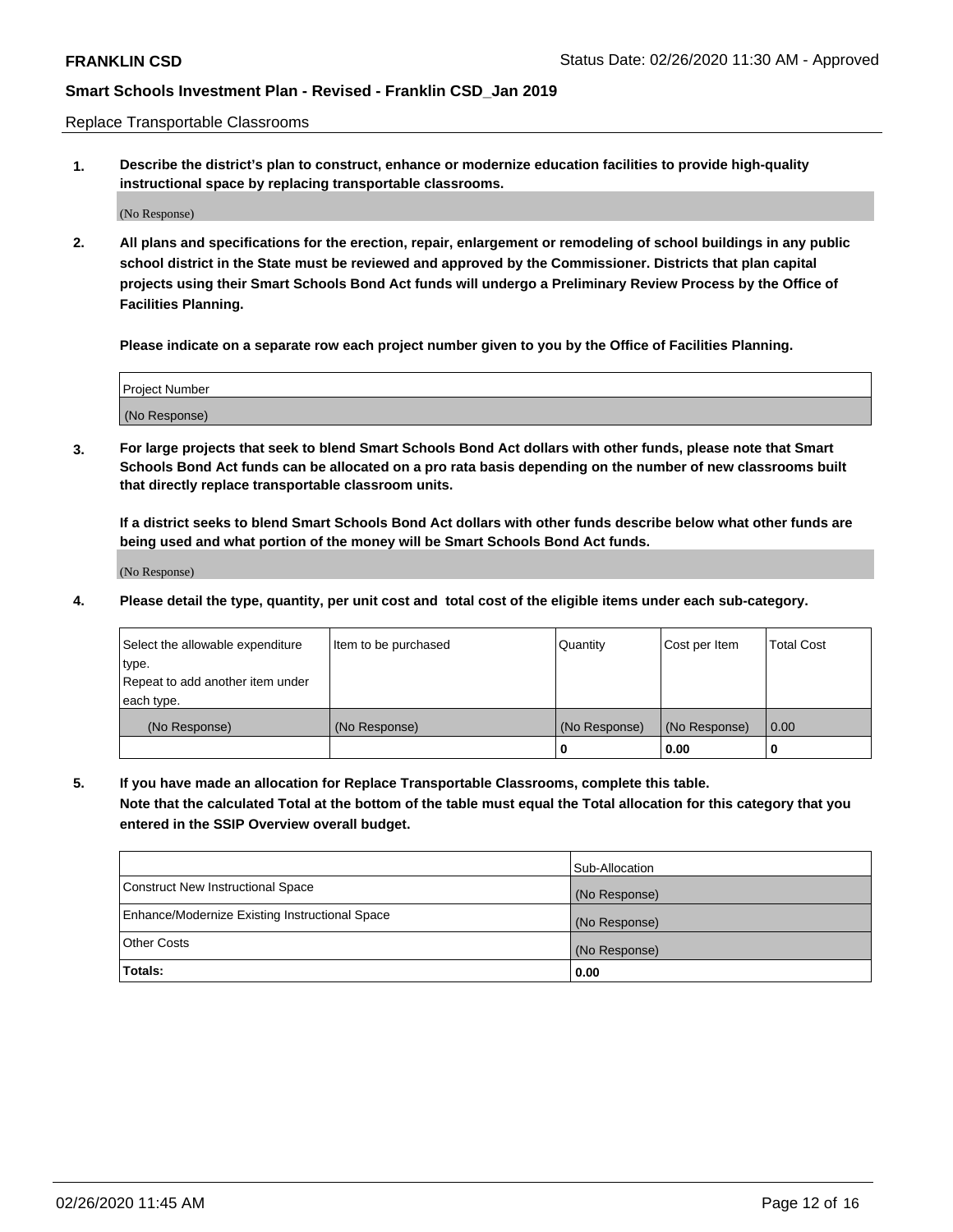Replace Transportable Classrooms

**1. Describe the district's plan to construct, enhance or modernize education facilities to provide high-quality instructional space by replacing transportable classrooms.**

(No Response)

**2. All plans and specifications for the erection, repair, enlargement or remodeling of school buildings in any public school district in the State must be reviewed and approved by the Commissioner. Districts that plan capital projects using their Smart Schools Bond Act funds will undergo a Preliminary Review Process by the Office of Facilities Planning.**

**Please indicate on a separate row each project number given to you by the Office of Facilities Planning.**

| Project Number |
| --- |
| (No Response) |

**3. For large projects that seek to blend Smart Schools Bond Act dollars with other funds, please note that Smart Schools Bond Act funds can be allocated on a pro rata basis depending on the number of new classrooms built that directly replace transportable classroom units.**

**If a district seeks to blend Smart Schools Bond Act dollars with other funds describe below what other funds are being used and what portion of the money will be Smart Schools Bond Act funds.**

(No Response)

**4. Please detail the type, quantity, per unit cost and total cost of the eligible items under each sub-category.**

| Select the allowable expenditure type. Repeat to add another item under each type. | Item to be purchased | Quantity | Cost per Item | Total Cost |
| --- | --- | --- | --- | --- |
| (No Response) | (No Response) | (No Response) | (No Response) | 0.00 |
| | | 0 | 0.00 | 0 |

**5. If you have made an allocation for Replace Transportable Classrooms, complete this table. Note that the calculated Total at the bottom of the table must equal the Total allocation for this category that you entered in the SSIP Overview overall budget.**

| | Sub-Allocation |
| --- | --- |
| Construct New Instructional Space | (No Response) |
| Enhance/Modernize Existing Instructional Space | (No Response) |
| Other Costs | (No Response) |
| **Totals:** | **0.00** |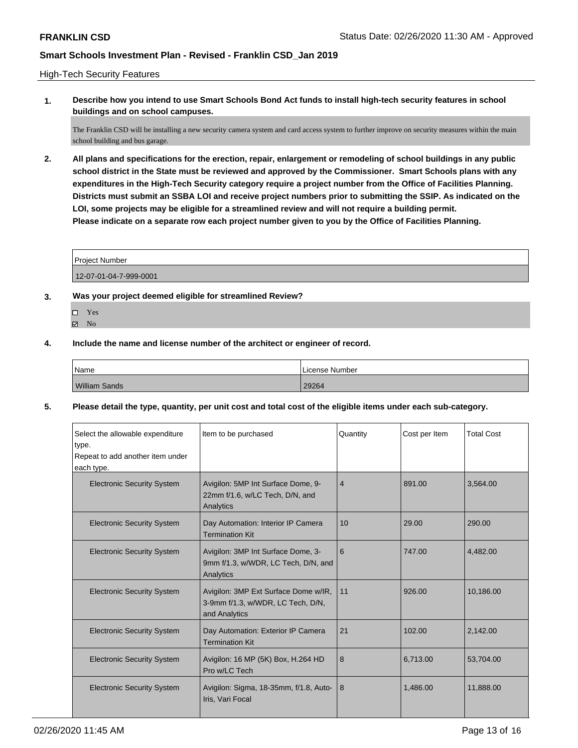## High-Tech Security Features

**1. Describe how you intend to use Smart Schools Bond Act funds to install high-tech security features in school buildings and on school campuses.**

The Franklin CSD will be installing a new security camera system and card access system to further improve on security measures within the main school building and bus garage.

**2. All plans and specifications for the erection, repair, enlargement or remodeling of school buildings in any public school district in the State must be reviewed and approved by the Commissioner. Smart Schools plans with any expenditures in the High-Tech Security category require a project number from the Office of Facilities Planning. Districts must submit an SSBA LOI and receive project numbers prior to submitting the SSIP. As indicated on the LOI, some projects may be eligible for a streamlined review and will not require a building permit.**
**Please indicate on a separate row each project number given to you by the Office of Facilities Planning.**

| Project Number |
|---|
| 12-07-01-04-7-999-0001 |

**3. Was your project deemed eligible for streamlined Review?**

- ☐ Yes
- ☑ No

**4. Include the name and license number of the architect or engineer of record.**

| Name | License Number |
|---|---|
| William Sands | 29264 |

**5. Please detail the type, quantity, per unit cost and total cost of the eligible items under each sub-category.**

| Select the allowable expenditure type. Repeat to add another item under each type. | Item to be purchased | Quantity | Cost per Item | Total Cost |
|---|---|---|---|---|
| Electronic Security System | Avigilon: 5MP Int Surface Dome, 9-22mm f/1.6, w/LC Tech, D/N, and Analytics | 4 | 891.00 | 3,564.00 |
| Electronic Security System | Day Automation: Interior IP Camera Termination Kit | 10 | 29.00 | 290.00 |
| Electronic Security System | Avigilon: 3MP Int Surface Dome, 3-9mm f/1.3, w/WDR, LC Tech, D/N, and Analytics | 6 | 747.00 | 4,482.00 |
| Electronic Security System | Avigilon: 3MP Ext Surface Dome w/IR, 3-9mm f/1.3, w/WDR, LC Tech, D/N, and Analytics | 11 | 926.00 | 10,186.00 |
| Electronic Security System | Day Automation: Exterior IP Camera Termination Kit | 21 | 102.00 | 2,142.00 |
| Electronic Security System | Avigilon: 16 MP (5K) Box, H.264 HD Pro w/LC Tech | 8 | 6,713.00 | 53,704.00 |
| Electronic Security System | Avigilon: Sigma, 18-35mm, f/1.8, Auto-Iris, Vari Focal | 8 | 1,486.00 | 11,888.00 |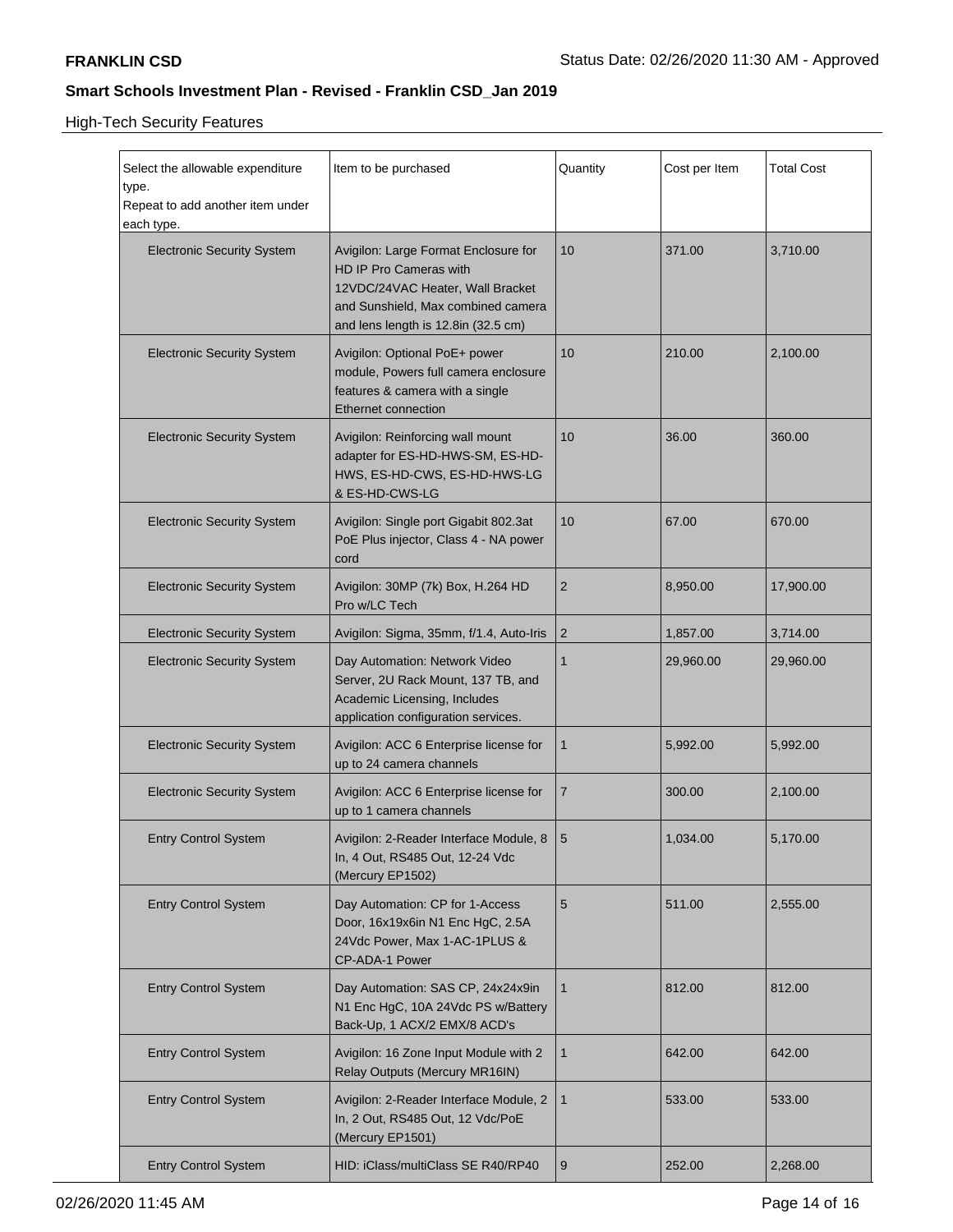## High-Tech Security Features

| Select the allowable expenditure type. Repeat to add another item under each type. | Item to be purchased | Quantity | Cost per Item | Total Cost |
|---|---|---|---|---|
| Electronic Security System | Avigilon: Large Format Enclosure for HD IP Pro Cameras with 12VDC/24VAC Heater, Wall Bracket and Sunshield, Max combined camera and lens length is 12.8in (32.5 cm) | 10 | 371.00 | 3,710.00 |
| Electronic Security System | Avigilon: Optional PoE+ power module, Powers full camera enclosure features & camera with a single Ethernet connection | 10 | 210.00 | 2,100.00 |
| Electronic Security System | Avigilon: Reinforcing wall mount adapter for ES-HD-HWS-SM, ES-HD-HWS, ES-HD-CWS, ES-HD-HWS-LG & ES-HD-CWS-LG | 10 | 36.00 | 360.00 |
| Electronic Security System | Avigilon: Single port Gigabit 802.3at PoE Plus injector, Class 4 - NA power cord | 10 | 67.00 | 670.00 |
| Electronic Security System | Avigilon: 30MP (7k) Box, H.264 HD Pro w/LC Tech | 2 | 8,950.00 | 17,900.00 |
| Electronic Security System | Avigilon: Sigma, 35mm, f/1.4, Auto-Iris | 2 | 1,857.00 | 3,714.00 |
| Electronic Security System | Day Automation: Network Video Server, 2U Rack Mount, 137 TB, and Academic Licensing, Includes application configuration services. | 1 | 29,960.00 | 29,960.00 |
| Electronic Security System | Avigilon: ACC 6 Enterprise license for up to 24 camera channels | 1 | 5,992.00 | 5,992.00 |
| Electronic Security System | Avigilon: ACC 6 Enterprise license for up to 1 camera channels | 7 | 300.00 | 2,100.00 |
| Entry Control System | Avigilon: 2-Reader Interface Module, 8 In, 4 Out, RS485 Out, 12-24 Vdc (Mercury EP1502) | 5 | 1,034.00 | 5,170.00 |
| Entry Control System | Day Automation: CP for 1-Access Door, 16x19x6in N1 Enc HgC, 2.5A 24Vdc Power, Max 1-AC-1PLUS & CP-ADA-1 Power | 5 | 511.00 | 2,555.00 |
| Entry Control System | Day Automation: SAS CP, 24x24x9in N1 Enc HgC, 10A 24Vdc PS w/Battery Back-Up, 1 ACX/2 EMX/8 ACD's | 1 | 812.00 | 812.00 |
| Entry Control System | Avigilon: 16 Zone Input Module with 2 Relay Outputs (Mercury MR16IN) | 1 | 642.00 | 642.00 |
| Entry Control System | Avigilon: 2-Reader Interface Module, 2 In, 2 Out, RS485 Out, 12 Vdc/PoE (Mercury EP1501) | 1 | 533.00 | 533.00 |
| Entry Control System | HID: iClass/multiClass SE R40/RP40 | 9 | 252.00 | 2,268.00 |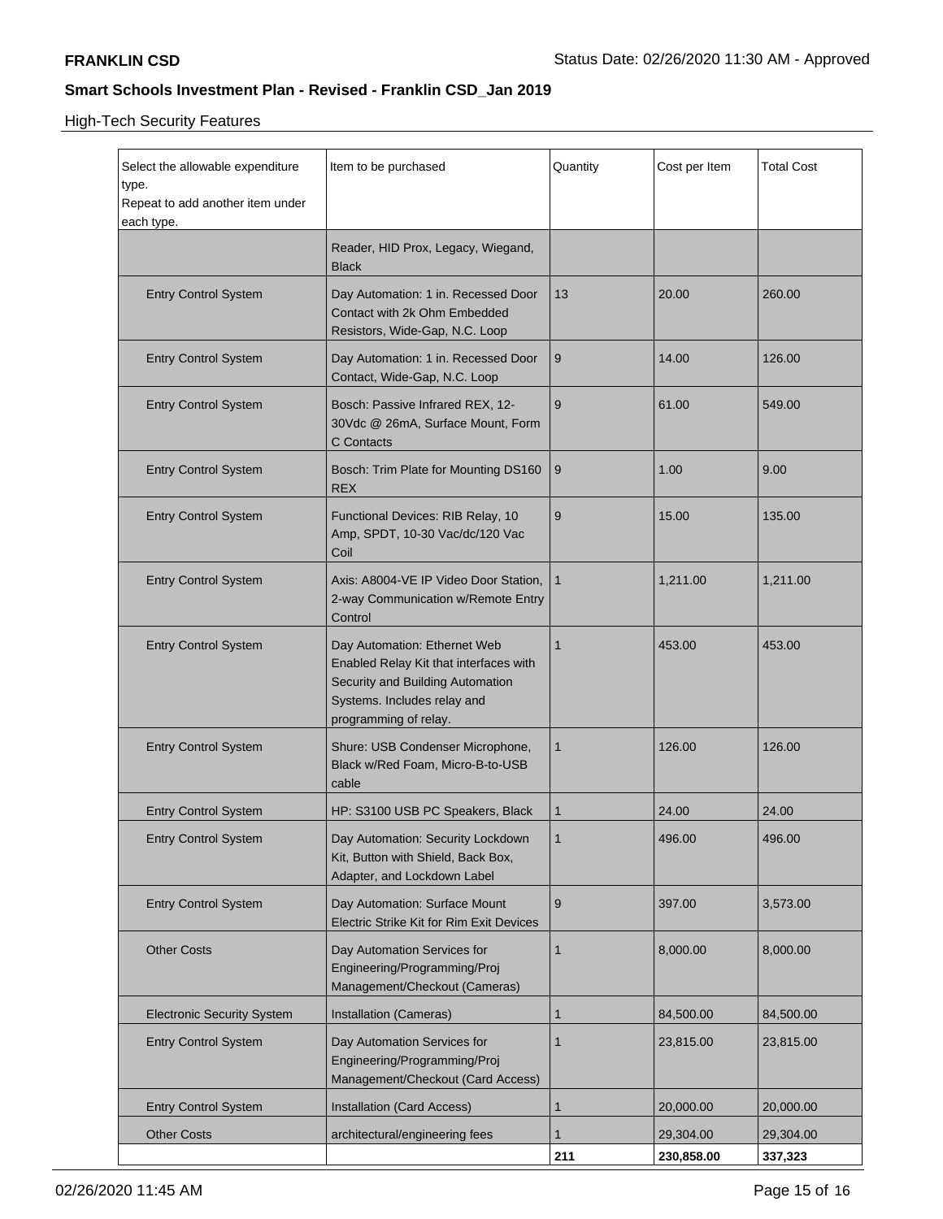**FRANKLIN CSD**

Status Date: 02/26/2020 11:30 AM - Approved

## Smart Schools Investment Plan - Revised - Franklin CSD_Jan 2019

High-Tech Security Features

| Select the allowable expenditure type. Repeat to add another item under each type. | Item to be purchased | Quantity | Cost per Item | Total Cost |
|---|---|---|---|---|
| | Reader, HID Prox, Legacy, Wiegand, Black | | | |
| Entry Control System | Day Automation: 1 in. Recessed Door Contact with 2k Ohm Embedded Resistors, Wide-Gap, N.C. Loop | 13 | 20.00 | 260.00 |
| Entry Control System | Day Automation: 1 in. Recessed Door Contact, Wide-Gap, N.C. Loop | 9 | 14.00 | 126.00 |
| Entry Control System | Bosch: Passive Infrared REX, 12-30Vdc @ 26mA, Surface Mount, Form C Contacts | 9 | 61.00 | 549.00 |
| Entry Control System | Bosch: Trim Plate for Mounting DS160 REX | 9 | 1.00 | 9.00 |
| Entry Control System | Functional Devices: RIB Relay, 10 Amp, SPDT, 10-30 Vac/dc/120 Vac Coil | 9 | 15.00 | 135.00 |
| Entry Control System | Axis: A8004-VE IP Video Door Station, 2-way Communication w/Remote Entry Control | 1 | 1,211.00 | 1,211.00 |
| Entry Control System | Day Automation: Ethernet Web Enabled Relay Kit that interfaces with Security and Building Automation Systems. Includes relay and programming of relay. | 1 | 453.00 | 453.00 |
| Entry Control System | Shure: USB Condenser Microphone, Black w/Red Foam, Micro-B-to-USB cable | 1 | 126.00 | 126.00 |
| Entry Control System | HP: S3100 USB PC Speakers, Black | 1 | 24.00 | 24.00 |
| Entry Control System | Day Automation: Security Lockdown Kit, Button with Shield, Back Box, Adapter, and Lockdown Label | 1 | 496.00 | 496.00 |
| Entry Control System | Day Automation: Surface Mount Electric Strike Kit for Rim Exit Devices | 9 | 397.00 | 3,573.00 |
| Other Costs | Day Automation Services for Engineering/Programming/Proj Management/Checkout (Cameras) | 1 | 8,000.00 | 8,000.00 |
| Electronic Security System | Installation (Cameras) | 1 | 84,500.00 | 84,500.00 |
| Entry Control System | Day Automation Services for Engineering/Programming/Proj Management/Checkout (Card Access) | 1 | 23,815.00 | 23,815.00 |
| Entry Control System | Installation (Card Access) | 1 | 20,000.00 | 20,000.00 |
| Other Costs | architectural/engineering fees | 1 | 29,304.00 | 29,304.00 |
| | | **211** | **230,858.00** | **337,323** |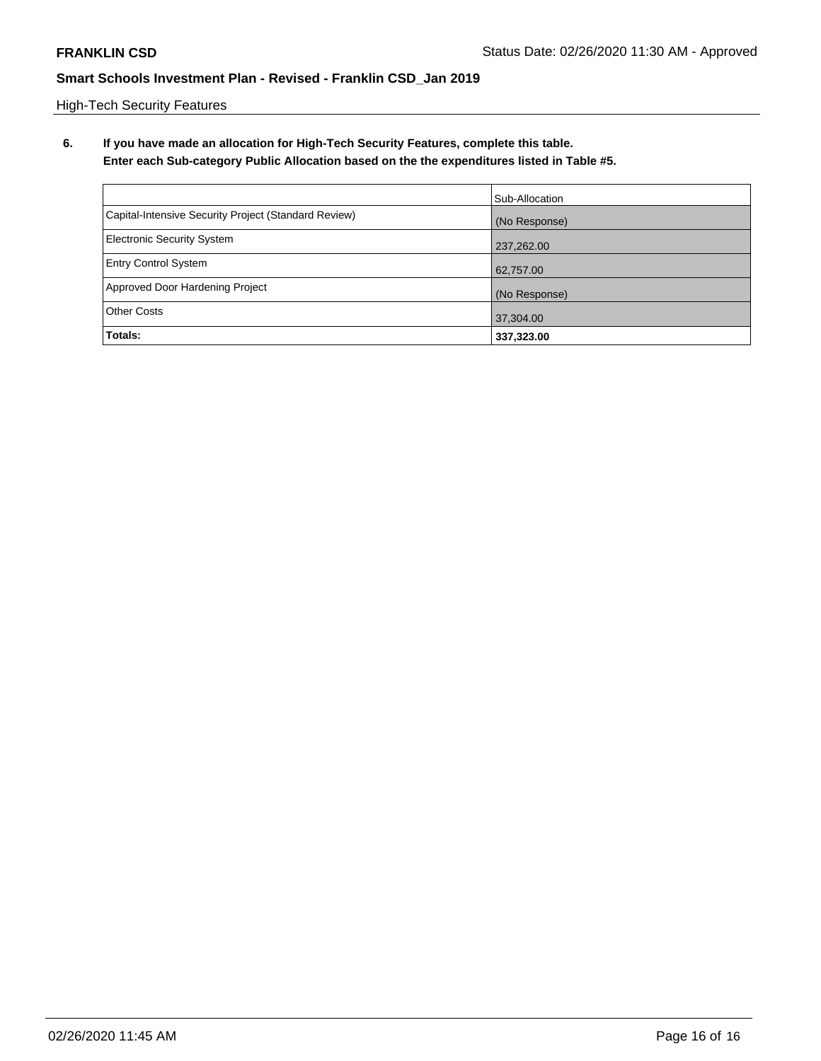High-Tech Security Features

**6. If you have made an allocation for High-Tech Security Features, complete this table. Enter each Sub-category Public Allocation based on the the expenditures listed in Table #5.**

| | Sub-Allocation |
|---|---|
| Capital-Intensive Security Project (Standard Review) | (No Response) |
| Electronic Security System | 237,262.00 |
| Entry Control System | 62,757.00 |
| Approved Door Hardening Project | (No Response) |
| Other Costs | 37,304.00 |
| **Totals:** | **337,323.00** |